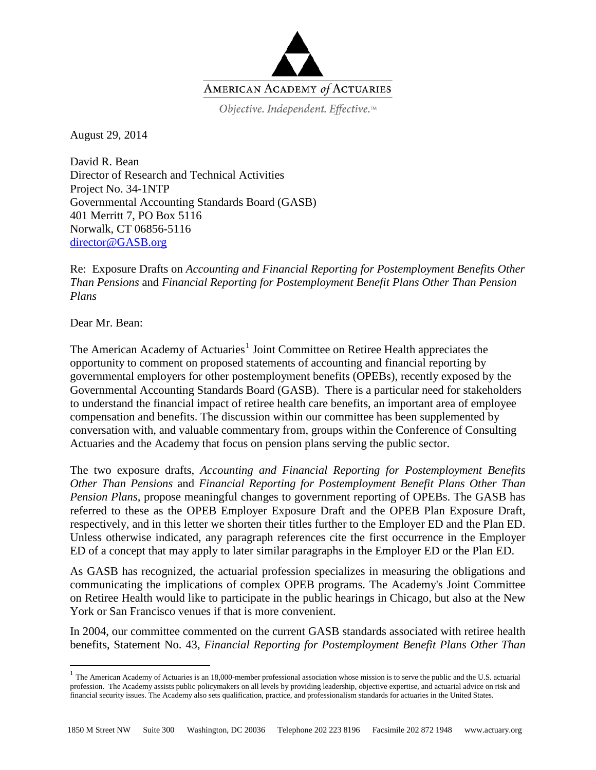AMERICAN ACADEMY *of* ACTUARIES

*Objective. Independent. Effective.*™

August 29, 2014

David R. Bean
Director of Research and Technical Activities
Project No. 34-1NTP
Governmental Accounting Standards Board (GASB)
401 Merritt 7, PO Box 5116
Norwalk, CT 06856-5116
director@GASB.org

Re: Exposure Drafts on *Accounting and Financial Reporting for Postemployment Benefits Other Than Pensions* and *Financial Reporting for Postemployment Benefit Plans Other Than Pension Plans*

Dear Mr. Bean:

The American Academy of Actuaries[1] Joint Committee on Retiree Health appreciates the opportunity to comment on proposed statements of accounting and financial reporting by governmental employers for other postemployment benefits (OPEBs), recently exposed by the Governmental Accounting Standards Board (GASB). There is a particular need for stakeholders to understand the financial impact of retiree health care benefits, an important area of employee compensation and benefits. The discussion within our committee has been supplemented by conversation with, and valuable commentary from, groups within the Conference of Consulting Actuaries and the Academy that focus on pension plans serving the public sector.

The two exposure drafts, *Accounting and Financial Reporting for Postemployment Benefits Other Than Pensions* and *Financial Reporting for Postemployment Benefit Plans Other Than Pension Plans*, propose meaningful changes to government reporting of OPEBs. The GASB has referred to these as the OPEB Employer Exposure Draft and the OPEB Plan Exposure Draft, respectively, and in this letter we shorten their titles further to the Employer ED and the Plan ED. Unless otherwise indicated, any paragraph references cite the first occurrence in the Employer ED of a concept that may apply to later similar paragraphs in the Employer ED or the Plan ED.

As GASB has recognized, the actuarial profession specializes in measuring the obligations and communicating the implications of complex OPEB programs. The Academy's Joint Committee on Retiree Health would like to participate in the public hearings in Chicago, but also at the New York or San Francisco venues if that is more convenient.

In 2004, our committee commented on the current GASB standards associated with retiree health benefits, Statement No. 43, *Financial Reporting for Postemployment Benefit Plans Other Than*

[1] The American Academy of Actuaries is an 18,000-member professional association whose mission is to serve the public and the U.S. actuarial profession. The Academy assists public policymakers on all levels by providing leadership, objective expertise, and actuarial advice on risk and financial security issues. The Academy also sets qualification, practice, and professionalism standards for actuaries in the United States.

1850 M Street NW Suite 300 Washington, DC 20036 Telephone 202 223 8196 Facsimile 202 872 1948 www.actuary.org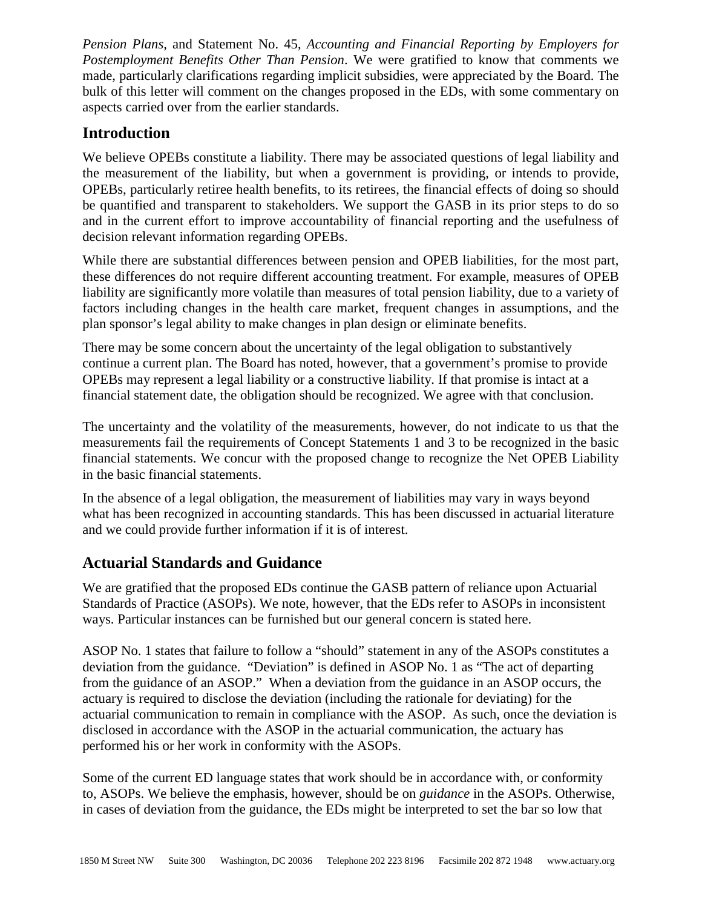*Pension Plans,* and Statement No. 45, *Accounting and Financial Reporting by Employers for Postemployment Benefits Other Than Pension*. We were gratified to know that comments we made, particularly clarifications regarding implicit subsidies, were appreciated by the Board. The bulk of this letter will comment on the changes proposed in the EDs, with some commentary on aspects carried over from the earlier standards.

## Introduction

We believe OPEBs constitute a liability. There may be associated questions of legal liability and the measurement of the liability, but when a government is providing, or intends to provide, OPEBs, particularly retiree health benefits, to its retirees, the financial effects of doing so should be quantified and transparent to stakeholders. We support the GASB in its prior steps to do so and in the current effort to improve accountability of financial reporting and the usefulness of decision relevant information regarding OPEBs.

While there are substantial differences between pension and OPEB liabilities, for the most part, these differences do not require different accounting treatment. For example, measures of OPEB liability are significantly more volatile than measures of total pension liability, due to a variety of factors including changes in the health care market, frequent changes in assumptions, and the plan sponsor's legal ability to make changes in plan design or eliminate benefits.

There may be some concern about the uncertainty of the legal obligation to substantively continue a current plan. The Board has noted, however, that a government's promise to provide OPEBs may represent a legal liability or a constructive liability. If that promise is intact at a financial statement date, the obligation should be recognized. We agree with that conclusion.

The uncertainty and the volatility of the measurements, however, do not indicate to us that the measurements fail the requirements of Concept Statements 1 and 3 to be recognized in the basic financial statements. We concur with the proposed change to recognize the Net OPEB Liability in the basic financial statements.

In the absence of a legal obligation, the measurement of liabilities may vary in ways beyond what has been recognized in accounting standards. This has been discussed in actuarial literature and we could provide further information if it is of interest.

## Actuarial Standards and Guidance

We are gratified that the proposed EDs continue the GASB pattern of reliance upon Actuarial Standards of Practice (ASOPs). We note, however, that the EDs refer to ASOPs in inconsistent ways. Particular instances can be furnished but our general concern is stated here.

ASOP No. 1 states that failure to follow a "should" statement in any of the ASOPs constitutes a deviation from the guidance. "Deviation" is defined in ASOP No. 1 as "The act of departing from the guidance of an ASOP." When a deviation from the guidance in an ASOP occurs, the actuary is required to disclose the deviation (including the rationale for deviating) for the actuarial communication to remain in compliance with the ASOP. As such, once the deviation is disclosed in accordance with the ASOP in the actuarial communication, the actuary has performed his or her work in conformity with the ASOPs.

Some of the current ED language states that work should be in accordance with, or conformity to, ASOPs. We believe the emphasis, however, should be on *guidance* in the ASOPs. Otherwise, in cases of deviation from the guidance, the EDs might be interpreted to set the bar so low that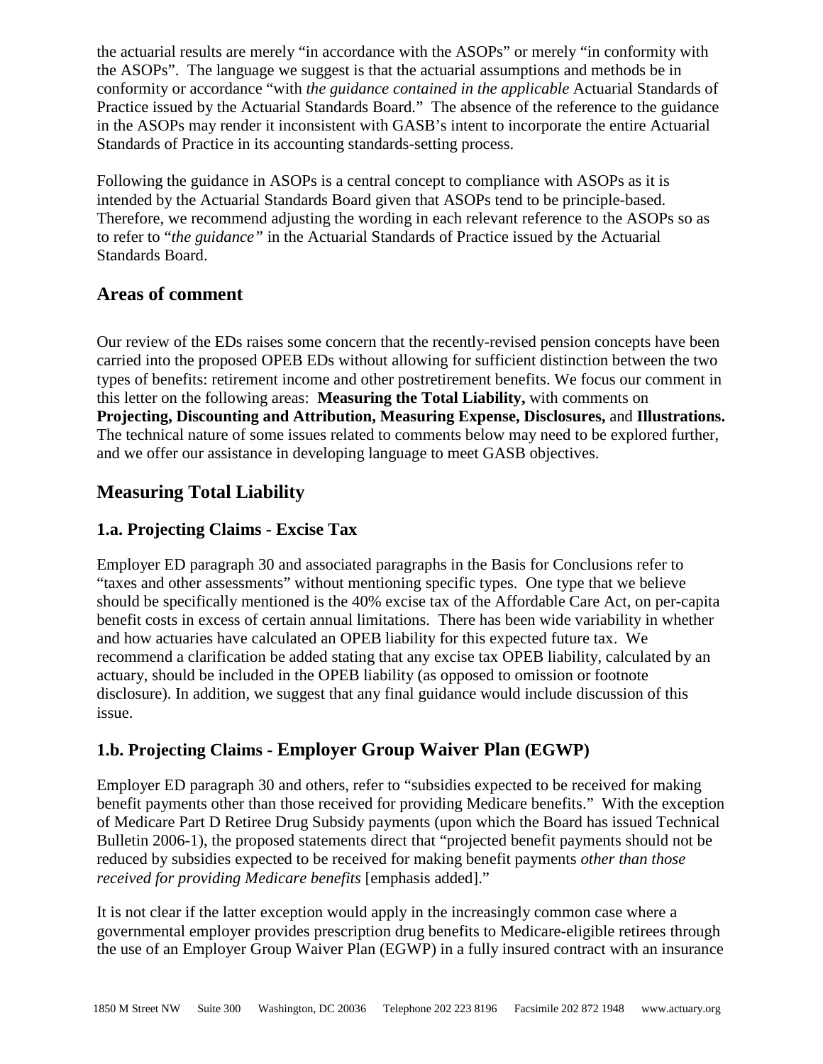the actuarial results are merely "in accordance with the ASOPs" or merely "in conformity with the ASOPs". The language we suggest is that the actuarial assumptions and methods be in conformity or accordance "with *the guidance contained in the applicable* Actuarial Standards of Practice issued by the Actuarial Standards Board." The absence of the reference to the guidance in the ASOPs may render it inconsistent with GASB's intent to incorporate the entire Actuarial Standards of Practice in its accounting standards-setting process.

Following the guidance in ASOPs is a central concept to compliance with ASOPs as it is intended by the Actuarial Standards Board given that ASOPs tend to be principle-based. Therefore, we recommend adjusting the wording in each relevant reference to the ASOPs so as to refer to "*the guidance"* in the Actuarial Standards of Practice issued by the Actuarial Standards Board.

## Areas of comment

Our review of the EDs raises some concern that the recently-revised pension concepts have been carried into the proposed OPEB EDs without allowing for sufficient distinction between the two types of benefits: retirement income and other postretirement benefits. We focus our comment in this letter on the following areas: **Measuring the Total Liability,** with comments on **Projecting, Discounting and Attribution, Measuring Expense, Disclosures,** and **Illustrations.** The technical nature of some issues related to comments below may need to be explored further, and we offer our assistance in developing language to meet GASB objectives.

## Measuring Total Liability

### 1.a. Projecting Claims - Excise Tax

Employer ED paragraph 30 and associated paragraphs in the Basis for Conclusions refer to "taxes and other assessments" without mentioning specific types. One type that we believe should be specifically mentioned is the 40% excise tax of the Affordable Care Act, on per-capita benefit costs in excess of certain annual limitations. There has been wide variability in whether and how actuaries have calculated an OPEB liability for this expected future tax. We recommend a clarification be added stating that any excise tax OPEB liability, calculated by an actuary, should be included in the OPEB liability (as opposed to omission or footnote disclosure). In addition, we suggest that any final guidance would include discussion of this issue.

### 1.b. Projecting Claims - Employer Group Waiver Plan (EGWP)

Employer ED paragraph 30 and others, refer to "subsidies expected to be received for making benefit payments other than those received for providing Medicare benefits." With the exception of Medicare Part D Retiree Drug Subsidy payments (upon which the Board has issued Technical Bulletin 2006-1), the proposed statements direct that "projected benefit payments should not be reduced by subsidies expected to be received for making benefit payments *other than those received for providing Medicare benefits* [emphasis added]."

It is not clear if the latter exception would apply in the increasingly common case where a governmental employer provides prescription drug benefits to Medicare-eligible retirees through the use of an Employer Group Waiver Plan (EGWP) in a fully insured contract with an insurance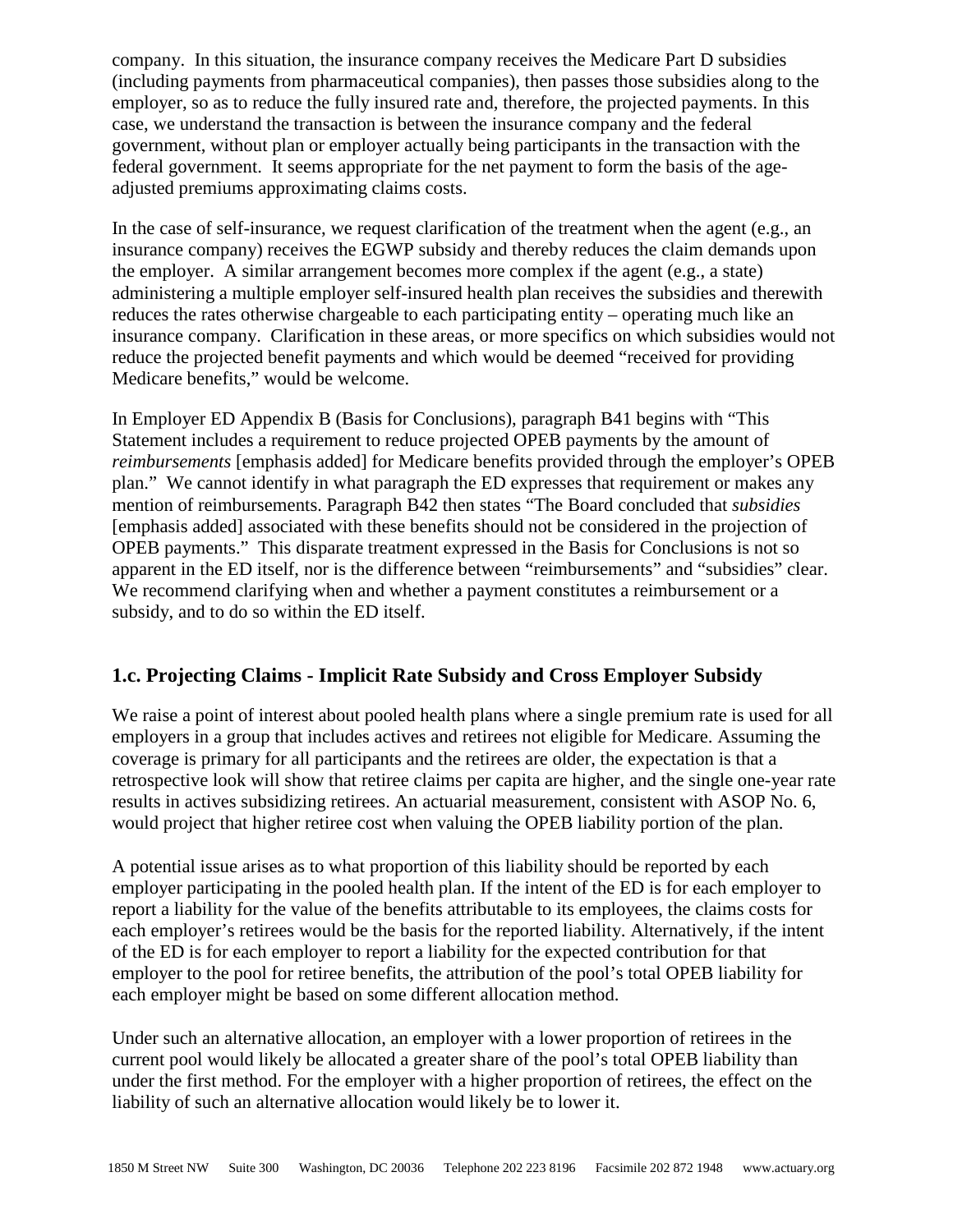company. In this situation, the insurance company receives the Medicare Part D subsidies (including payments from pharmaceutical companies), then passes those subsidies along to the employer, so as to reduce the fully insured rate and, therefore, the projected payments. In this case, we understand the transaction is between the insurance company and the federal government, without plan or employer actually being participants in the transaction with the federal government. It seems appropriate for the net payment to form the basis of the age-adjusted premiums approximating claims costs.

In the case of self-insurance, we request clarification of the treatment when the agent (e.g., an insurance company) receives the EGWP subsidy and thereby reduces the claim demands upon the employer. A similar arrangement becomes more complex if the agent (e.g., a state) administering a multiple employer self-insured health plan receives the subsidies and therewith reduces the rates otherwise chargeable to each participating entity – operating much like an insurance company. Clarification in these areas, or more specifics on which subsidies would not reduce the projected benefit payments and which would be deemed "received for providing Medicare benefits," would be welcome.

In Employer ED Appendix B (Basis for Conclusions), paragraph B41 begins with "This Statement includes a requirement to reduce projected OPEB payments by the amount of *reimbursements* [emphasis added] for Medicare benefits provided through the employer's OPEB plan." We cannot identify in what paragraph the ED expresses that requirement or makes any mention of reimbursements. Paragraph B42 then states "The Board concluded that *subsidies* [emphasis added] associated with these benefits should not be considered in the projection of OPEB payments." This disparate treatment expressed in the Basis for Conclusions is not so apparent in the ED itself, nor is the difference between "reimbursements" and "subsidies" clear. We recommend clarifying when and whether a payment constitutes a reimbursement or a subsidy, and to do so within the ED itself.

## 1.c. Projecting Claims - Implicit Rate Subsidy and Cross Employer Subsidy

We raise a point of interest about pooled health plans where a single premium rate is used for all employers in a group that includes actives and retirees not eligible for Medicare. Assuming the coverage is primary for all participants and the retirees are older, the expectation is that a retrospective look will show that retiree claims per capita are higher, and the single one-year rate results in actives subsidizing retirees. An actuarial measurement, consistent with ASOP No. 6, would project that higher retiree cost when valuing the OPEB liability portion of the plan.

A potential issue arises as to what proportion of this liability should be reported by each employer participating in the pooled health plan. If the intent of the ED is for each employer to report a liability for the value of the benefits attributable to its employees, the claims costs for each employer's retirees would be the basis for the reported liability. Alternatively, if the intent of the ED is for each employer to report a liability for the expected contribution for that employer to the pool for retiree benefits, the attribution of the pool's total OPEB liability for each employer might be based on some different allocation method.

Under such an alternative allocation, an employer with a lower proportion of retirees in the current pool would likely be allocated a greater share of the pool's total OPEB liability than under the first method. For the employer with a higher proportion of retirees, the effect on the liability of such an alternative allocation would likely be to lower it.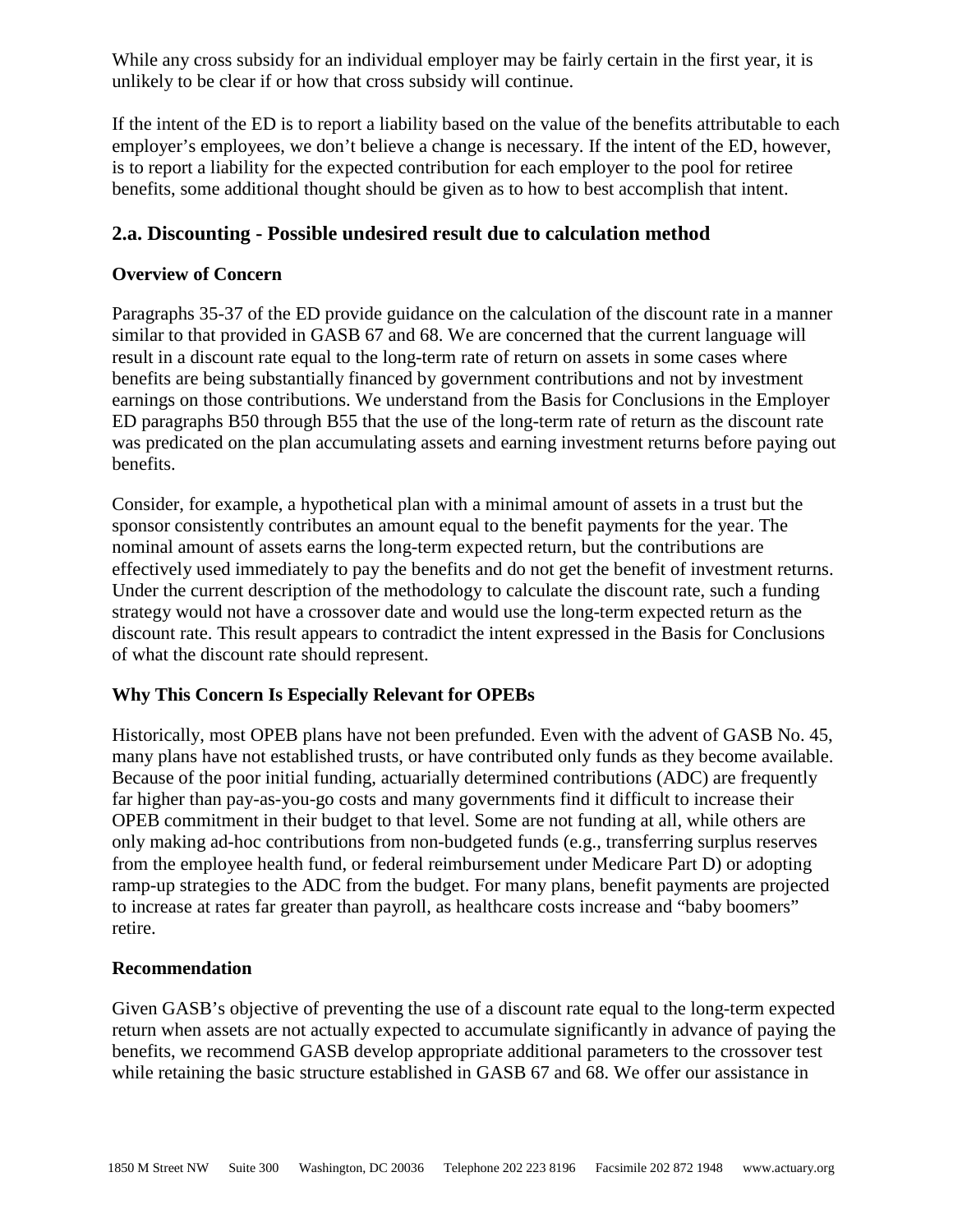While any cross subsidy for an individual employer may be fairly certain in the first year, it is unlikely to be clear if or how that cross subsidy will continue.

If the intent of the ED is to report a liability based on the value of the benefits attributable to each employer's employees, we don't believe a change is necessary. If the intent of the ED, however, is to report a liability for the expected contribution for each employer to the pool for retiree benefits, some additional thought should be given as to how to best accomplish that intent.

## 2.a. Discounting - Possible undesired result due to calculation method

### Overview of Concern

Paragraphs 35-37 of the ED provide guidance on the calculation of the discount rate in a manner similar to that provided in GASB 67 and 68. We are concerned that the current language will result in a discount rate equal to the long-term rate of return on assets in some cases where benefits are being substantially financed by government contributions and not by investment earnings on those contributions. We understand from the Basis for Conclusions in the Employer ED paragraphs B50 through B55 that the use of the long-term rate of return as the discount rate was predicated on the plan accumulating assets and earning investment returns before paying out benefits.

Consider, for example, a hypothetical plan with a minimal amount of assets in a trust but the sponsor consistently contributes an amount equal to the benefit payments for the year. The nominal amount of assets earns the long-term expected return, but the contributions are effectively used immediately to pay the benefits and do not get the benefit of investment returns. Under the current description of the methodology to calculate the discount rate, such a funding strategy would not have a crossover date and would use the long-term expected return as the discount rate. This result appears to contradict the intent expressed in the Basis for Conclusions of what the discount rate should represent.

### Why This Concern Is Especially Relevant for OPEBs

Historically, most OPEB plans have not been prefunded. Even with the advent of GASB No. 45, many plans have not established trusts, or have contributed only funds as they become available. Because of the poor initial funding, actuarially determined contributions (ADC) are frequently far higher than pay-as-you-go costs and many governments find it difficult to increase their OPEB commitment in their budget to that level. Some are not funding at all, while others are only making ad-hoc contributions from non-budgeted funds (e.g., transferring surplus reserves from the employee health fund, or federal reimbursement under Medicare Part D) or adopting ramp-up strategies to the ADC from the budget. For many plans, benefit payments are projected to increase at rates far greater than payroll, as healthcare costs increase and "baby boomers" retire.

### Recommendation

Given GASB's objective of preventing the use of a discount rate equal to the long-term expected return when assets are not actually expected to accumulate significantly in advance of paying the benefits, we recommend GASB develop appropriate additional parameters to the crossover test while retaining the basic structure established in GASB 67 and 68. We offer our assistance in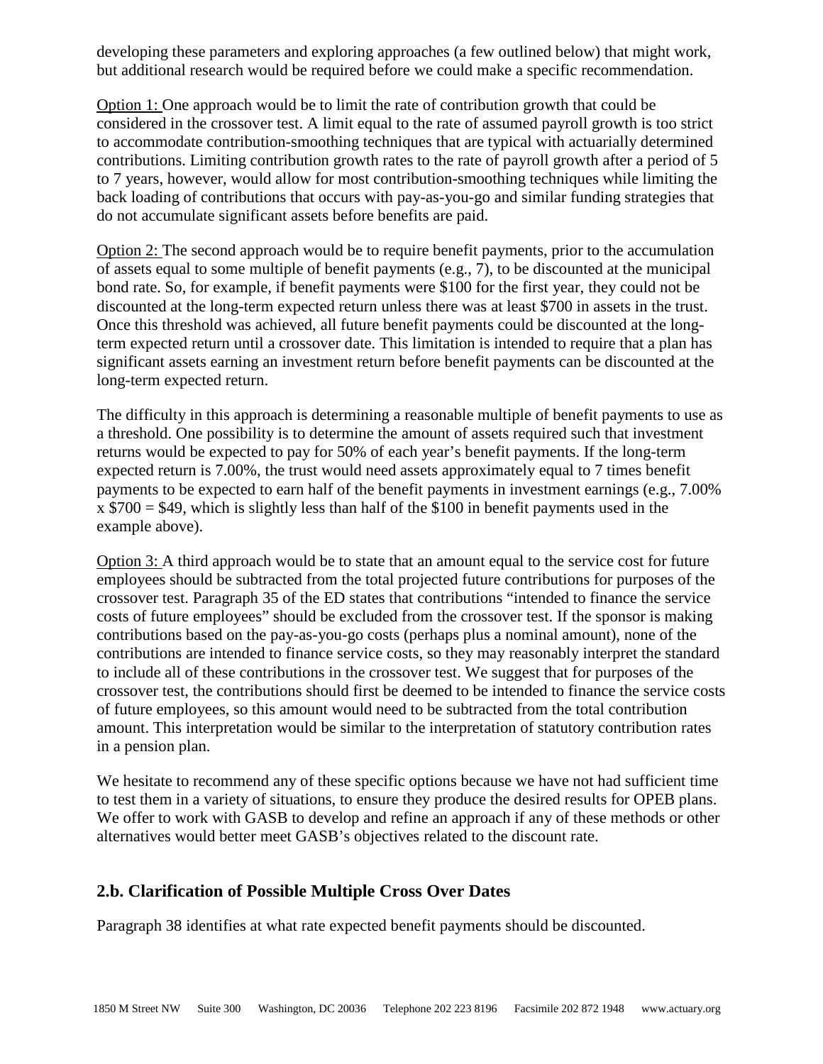developing these parameters and exploring approaches (a few outlined below) that might work, but additional research would be required before we could make a specific recommendation.

Option 1: One approach would be to limit the rate of contribution growth that could be considered in the crossover test. A limit equal to the rate of assumed payroll growth is too strict to accommodate contribution-smoothing techniques that are typical with actuarially determined contributions. Limiting contribution growth rates to the rate of payroll growth after a period of 5 to 7 years, however, would allow for most contribution-smoothing techniques while limiting the back loading of contributions that occurs with pay-as-you-go and similar funding strategies that do not accumulate significant assets before benefits are paid.

Option 2: The second approach would be to require benefit payments, prior to the accumulation of assets equal to some multiple of benefit payments (e.g., 7), to be discounted at the municipal bond rate. So, for example, if benefit payments were $100 for the first year, they could not be discounted at the long-term expected return unless there was at least $700 in assets in the trust. Once this threshold was achieved, all future benefit payments could be discounted at the long-term expected return until a crossover date. This limitation is intended to require that a plan has significant assets earning an investment return before benefit payments can be discounted at the long-term expected return.

The difficulty in this approach is determining a reasonable multiple of benefit payments to use as a threshold. One possibility is to determine the amount of assets required such that investment returns would be expected to pay for 50% of each year's benefit payments. If the long-term expected return is 7.00%, the trust would need assets approximately equal to 7 times benefit payments to be expected to earn half of the benefit payments in investment earnings (e.g., 7.00% x $700 = $49, which is slightly less than half of the $100 in benefit payments used in the example above).

Option 3: A third approach would be to state that an amount equal to the service cost for future employees should be subtracted from the total projected future contributions for purposes of the crossover test. Paragraph 35 of the ED states that contributions "intended to finance the service costs of future employees" should be excluded from the crossover test. If the sponsor is making contributions based on the pay-as-you-go costs (perhaps plus a nominal amount), none of the contributions are intended to finance service costs, so they may reasonably interpret the standard to include all of these contributions in the crossover test. We suggest that for purposes of the crossover test, the contributions should first be deemed to be intended to finance the service costs of future employees, so this amount would need to be subtracted from the total contribution amount. This interpretation would be similar to the interpretation of statutory contribution rates in a pension plan.

We hesitate to recommend any of these specific options because we have not had sufficient time to test them in a variety of situations, to ensure they produce the desired results for OPEB plans. We offer to work with GASB to develop and refine an approach if any of these methods or other alternatives would better meet GASB's objectives related to the discount rate.

## 2.b. Clarification of Possible Multiple Cross Over Dates

Paragraph 38 identifies at what rate expected benefit payments should be discounted.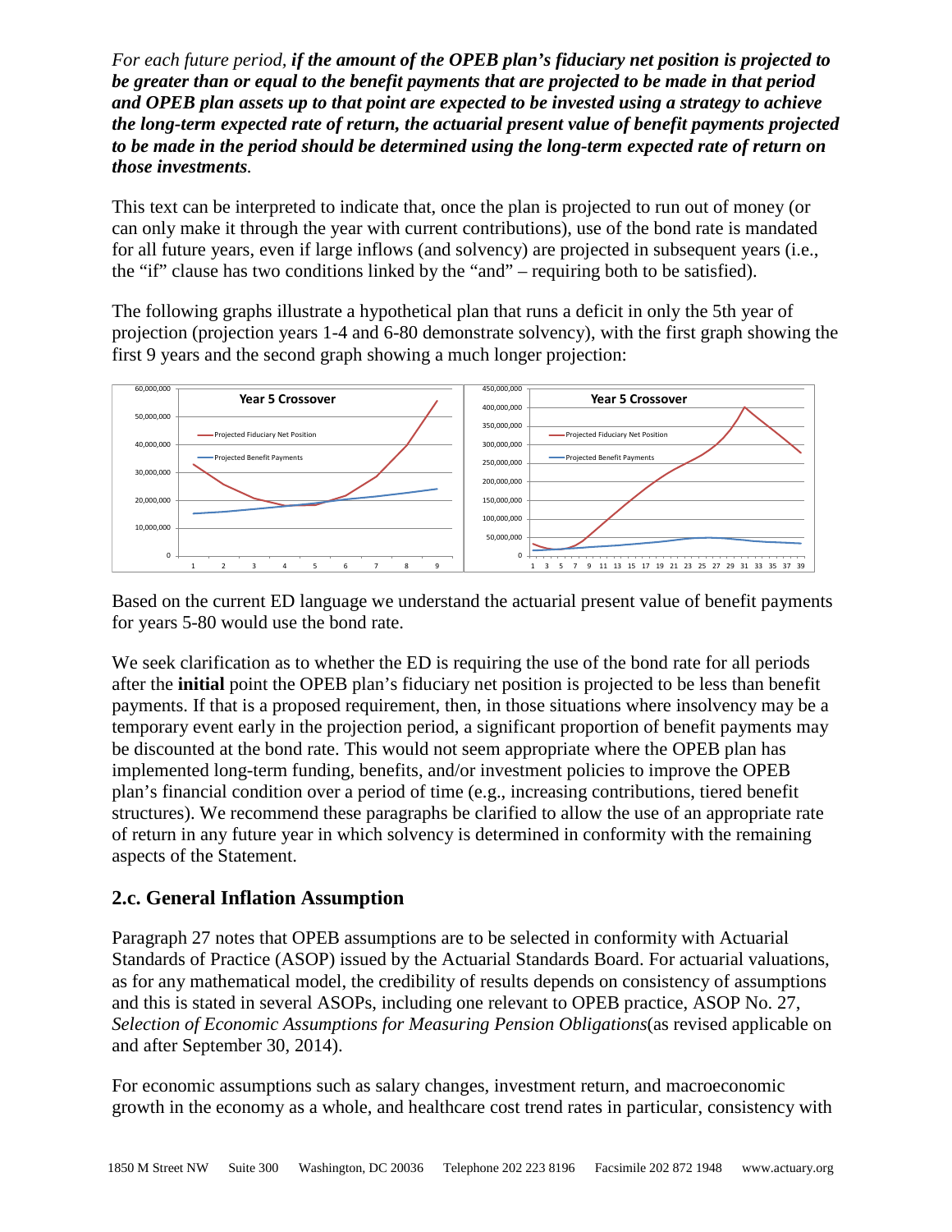*For each future period,* ***if the amount of the OPEB plan's fiduciary net position is projected to be greater than or equal to the benefit payments that are projected to be made in that period and OPEB plan assets up to that point are expected to be invested using a strategy to achieve the long-term expected rate of return, the actuarial present value of benefit payments projected to be made in the period should be determined using the long-term expected rate of return on those investments****.*

This text can be interpreted to indicate that, once the plan is projected to run out of money (or can only make it through the year with current contributions), use of the bond rate is mandated for all future years, even if large inflows (and solvency) are projected in subsequent years (i.e., the "if" clause has two conditions linked by the "and" – requiring both to be satisfied).

The following graphs illustrate a hypothetical plan that runs a deficit in only the 5th year of projection (projection years 1-4 and 6-80 demonstrate solvency), with the first graph showing the first 9 years and the second graph showing a much longer projection:

Based on the current ED language we understand the actuarial present value of benefit payments for years 5-80 would use the bond rate.

We seek clarification as to whether the ED is requiring the use of the bond rate for all periods after the **initial** point the OPEB plan's fiduciary net position is projected to be less than benefit payments. If that is a proposed requirement, then, in those situations where insolvency may be a temporary event early in the projection period, a significant proportion of benefit payments may be discounted at the bond rate. This would not seem appropriate where the OPEB plan has implemented long-term funding, benefits, and/or investment policies to improve the OPEB plan's financial condition over a period of time (e.g., increasing contributions, tiered benefit structures). We recommend these paragraphs be clarified to allow the use of an appropriate rate of return in any future year in which solvency is determined in conformity with the remaining aspects of the Statement.

## 2.c. General Inflation Assumption

Paragraph 27 notes that OPEB assumptions are to be selected in conformity with Actuarial Standards of Practice (ASOP) issued by the Actuarial Standards Board. For actuarial valuations, as for any mathematical model, the credibility of results depends on consistency of assumptions and this is stated in several ASOPs, including one relevant to OPEB practice, ASOP No. 27, *Selection of Economic Assumptions for Measuring Pension Obligations*(as revised applicable on and after September 30, 2014).

For economic assumptions such as salary changes, investment return, and macroeconomic growth in the economy as a whole, and healthcare cost trend rates in particular, consistency with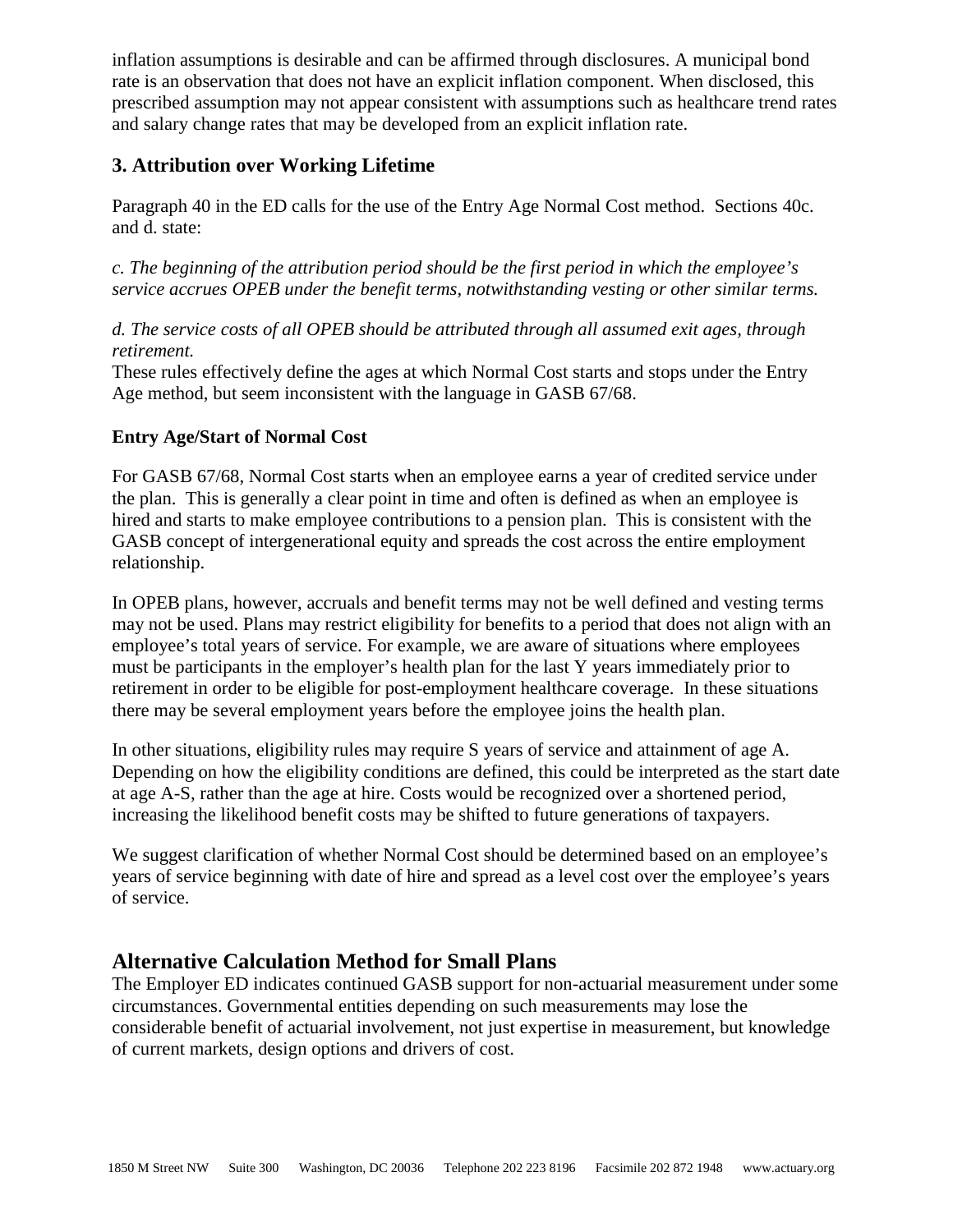inflation assumptions is desirable and can be affirmed through disclosures. A municipal bond rate is an observation that does not have an explicit inflation component. When disclosed, this prescribed assumption may not appear consistent with assumptions such as healthcare trend rates and salary change rates that may be developed from an explicit inflation rate.

### 3. Attribution over Working Lifetime

Paragraph 40 in the ED calls for the use of the Entry Age Normal Cost method. Sections 40c. and d. state:

*c. The beginning of the attribution period should be the first period in which the employee's service accrues OPEB under the benefit terms, notwithstanding vesting or other similar terms.*

*d. The service costs of all OPEB should be attributed through all assumed exit ages, through retirement.*

These rules effectively define the ages at which Normal Cost starts and stops under the Entry Age method, but seem inconsistent with the language in GASB 67/68.

#### Entry Age/Start of Normal Cost

For GASB 67/68, Normal Cost starts when an employee earns a year of credited service under the plan. This is generally a clear point in time and often is defined as when an employee is hired and starts to make employee contributions to a pension plan. This is consistent with the GASB concept of intergenerational equity and spreads the cost across the entire employment relationship.

In OPEB plans, however, accruals and benefit terms may not be well defined and vesting terms may not be used. Plans may restrict eligibility for benefits to a period that does not align with an employee's total years of service. For example, we are aware of situations where employees must be participants in the employer's health plan for the last Y years immediately prior to retirement in order to be eligible for post-employment healthcare coverage. In these situations there may be several employment years before the employee joins the health plan.

In other situations, eligibility rules may require S years of service and attainment of age A. Depending on how the eligibility conditions are defined, this could be interpreted as the start date at age A-S, rather than the age at hire. Costs would be recognized over a shortened period, increasing the likelihood benefit costs may be shifted to future generations of taxpayers.

We suggest clarification of whether Normal Cost should be determined based on an employee's years of service beginning with date of hire and spread as a level cost over the employee's years of service.

## Alternative Calculation Method for Small Plans

The Employer ED indicates continued GASB support for non-actuarial measurement under some circumstances. Governmental entities depending on such measurements may lose the considerable benefit of actuarial involvement, not just expertise in measurement, but knowledge of current markets, design options and drivers of cost.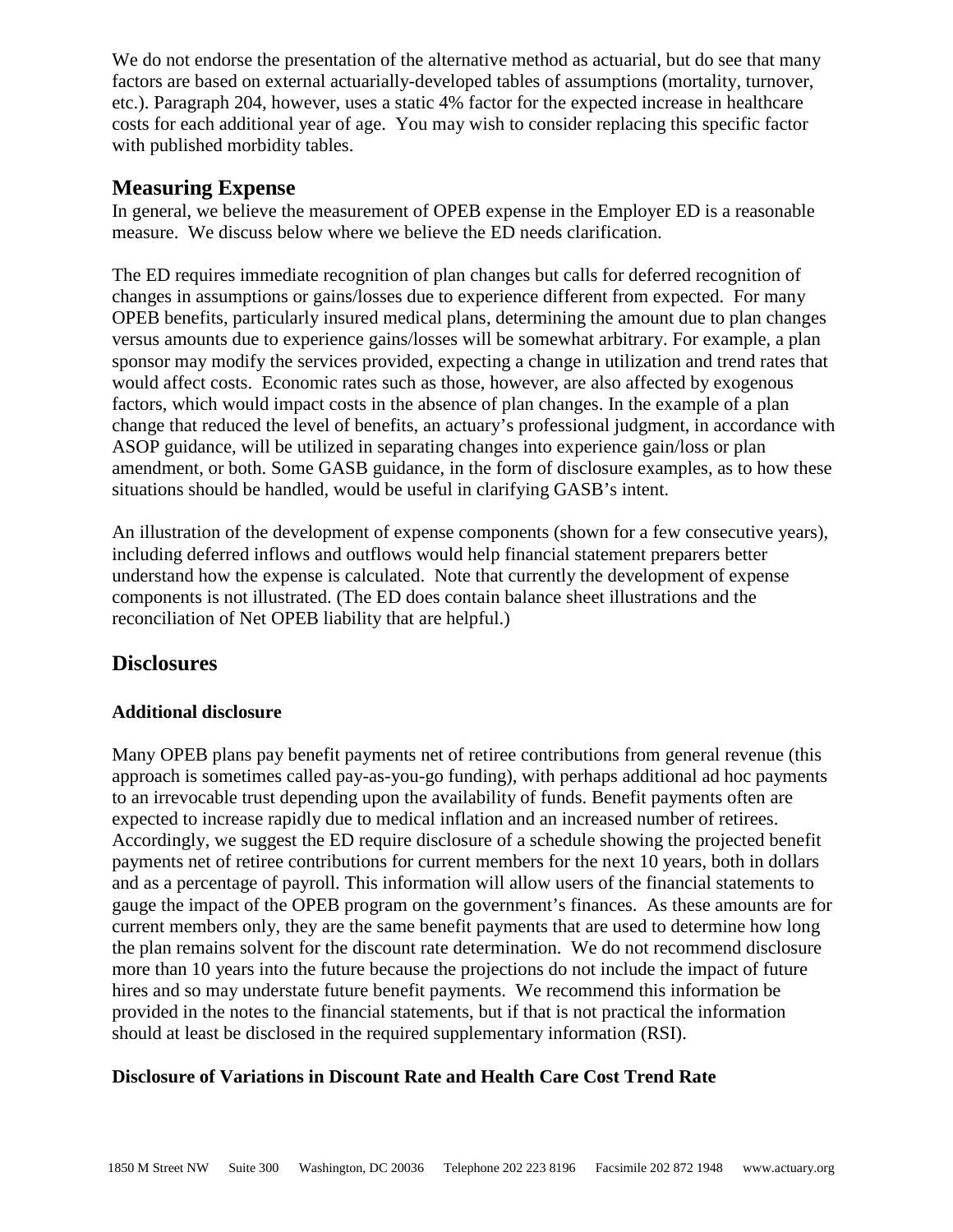We do not endorse the presentation of the alternative method as actuarial, but do see that many factors are based on external actuarially-developed tables of assumptions (mortality, turnover, etc.). Paragraph 204, however, uses a static 4% factor for the expected increase in healthcare costs for each additional year of age. You may wish to consider replacing this specific factor with published morbidity tables.

## Measuring Expense

In general, we believe the measurement of OPEB expense in the Employer ED is a reasonable measure. We discuss below where we believe the ED needs clarification.

The ED requires immediate recognition of plan changes but calls for deferred recognition of changes in assumptions or gains/losses due to experience different from expected. For many OPEB benefits, particularly insured medical plans, determining the amount due to plan changes versus amounts due to experience gains/losses will be somewhat arbitrary. For example, a plan sponsor may modify the services provided, expecting a change in utilization and trend rates that would affect costs. Economic rates such as those, however, are also affected by exogenous factors, which would impact costs in the absence of plan changes. In the example of a plan change that reduced the level of benefits, an actuary's professional judgment, in accordance with ASOP guidance, will be utilized in separating changes into experience gain/loss or plan amendment, or both. Some GASB guidance, in the form of disclosure examples, as to how these situations should be handled, would be useful in clarifying GASB's intent.

An illustration of the development of expense components (shown for a few consecutive years), including deferred inflows and outflows would help financial statement preparers better understand how the expense is calculated. Note that currently the development of expense components is not illustrated. (The ED does contain balance sheet illustrations and the reconciliation of Net OPEB liability that are helpful.)

## Disclosures

### Additional disclosure

Many OPEB plans pay benefit payments net of retiree contributions from general revenue (this approach is sometimes called pay-as-you-go funding), with perhaps additional ad hoc payments to an irrevocable trust depending upon the availability of funds. Benefit payments often are expected to increase rapidly due to medical inflation and an increased number of retirees. Accordingly, we suggest the ED require disclosure of a schedule showing the projected benefit payments net of retiree contributions for current members for the next 10 years, both in dollars and as a percentage of payroll. This information will allow users of the financial statements to gauge the impact of the OPEB program on the government's finances. As these amounts are for current members only, they are the same benefit payments that are used to determine how long the plan remains solvent for the discount rate determination. We do not recommend disclosure more than 10 years into the future because the projections do not include the impact of future hires and so may understate future benefit payments. We recommend this information be provided in the notes to the financial statements, but if that is not practical the information should at least be disclosed in the required supplementary information (RSI).

### Disclosure of Variations in Discount Rate and Health Care Cost Trend Rate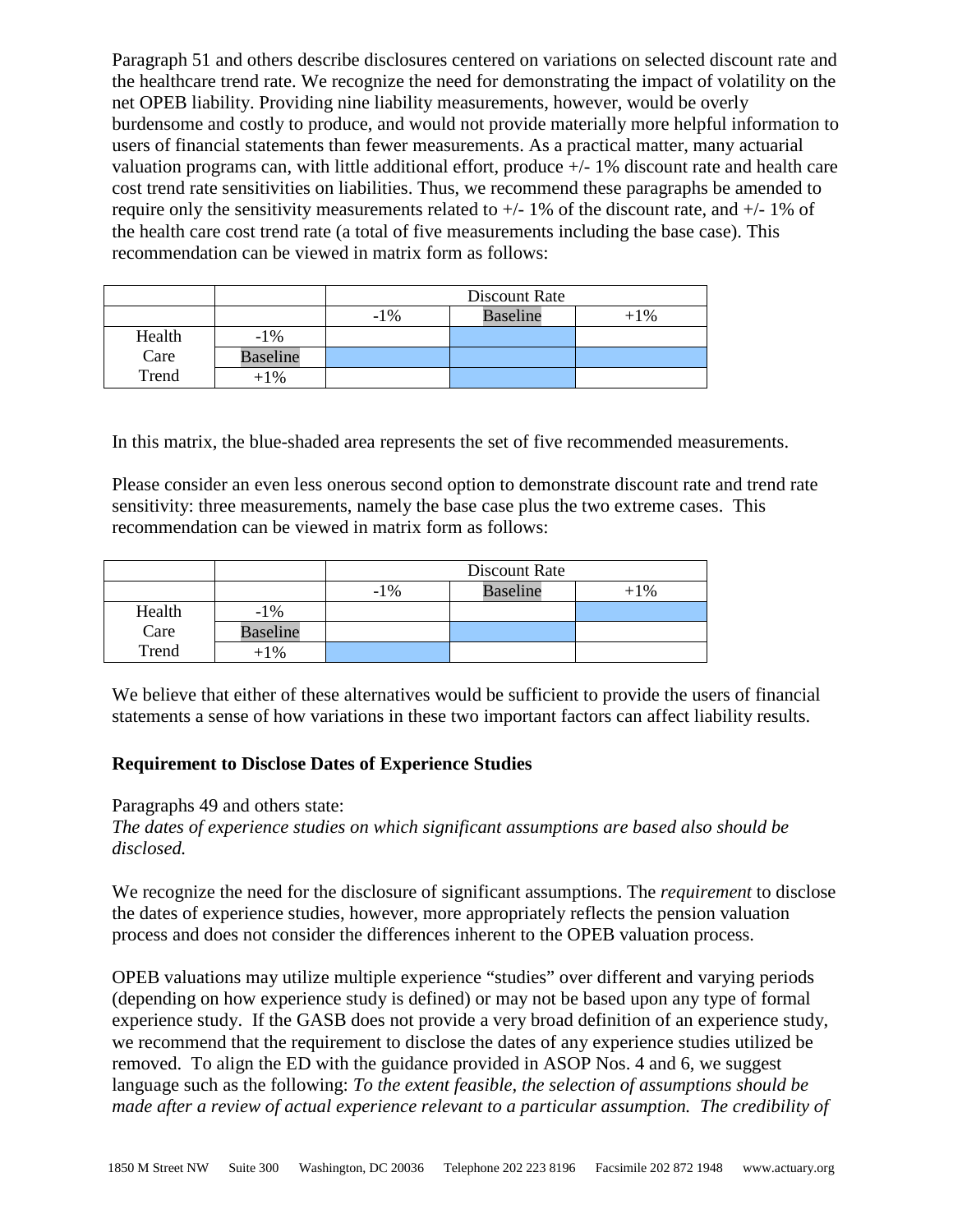Paragraph 51 and others describe disclosures centered on variations on selected discount rate and the healthcare trend rate. We recognize the need for demonstrating the impact of volatility on the net OPEB liability. Providing nine liability measurements, however, would be overly burdensome and costly to produce, and would not provide materially more helpful information to users of financial statements than fewer measurements. As a practical matter, many actuarial valuation programs can, with little additional effort, produce +/- 1% discount rate and health care cost trend rate sensitivities on liabilities. Thus, we recommend these paragraphs be amended to require only the sensitivity measurements related to +/- 1% of the discount rate, and +/- 1% of the health care cost trend rate (a total of five measurements including the base case). This recommendation can be viewed in matrix form as follows:

| | | Discount Rate | | |
|---|---|---|---|---|
| | | -1% | Baseline | +1% |
| Health | -1% | | | |
| Care | Baseline | | | |
| Trend | +1% | | | |

In this matrix, the blue-shaded area represents the set of five recommended measurements.

Please consider an even less onerous second option to demonstrate discount rate and trend rate sensitivity: three measurements, namely the base case plus the two extreme cases. This recommendation can be viewed in matrix form as follows:

| | | Discount Rate | | |
|---|---|---|---|---|
| | | -1% | Baseline | +1% |
| Health | -1% | | | |
| Care | Baseline | | | |
| Trend | +1% | | | |

We believe that either of these alternatives would be sufficient to provide the users of financial statements a sense of how variations in these two important factors can affect liability results.

**Requirement to Disclose Dates of Experience Studies**

Paragraphs 49 and others state:
*The dates of experience studies on which significant assumptions are based also should be disclosed.*

We recognize the need for the disclosure of significant assumptions. The *requirement* to disclose the dates of experience studies, however, more appropriately reflects the pension valuation process and does not consider the differences inherent to the OPEB valuation process.

OPEB valuations may utilize multiple experience "studies" over different and varying periods (depending on how experience study is defined) or may not be based upon any type of formal experience study. If the GASB does not provide a very broad definition of an experience study, we recommend that the requirement to disclose the dates of any experience studies utilized be removed. To align the ED with the guidance provided in ASOP Nos. 4 and 6, we suggest language such as the following: *To the extent feasible, the selection of assumptions should be made after a review of actual experience relevant to a particular assumption. The credibility of*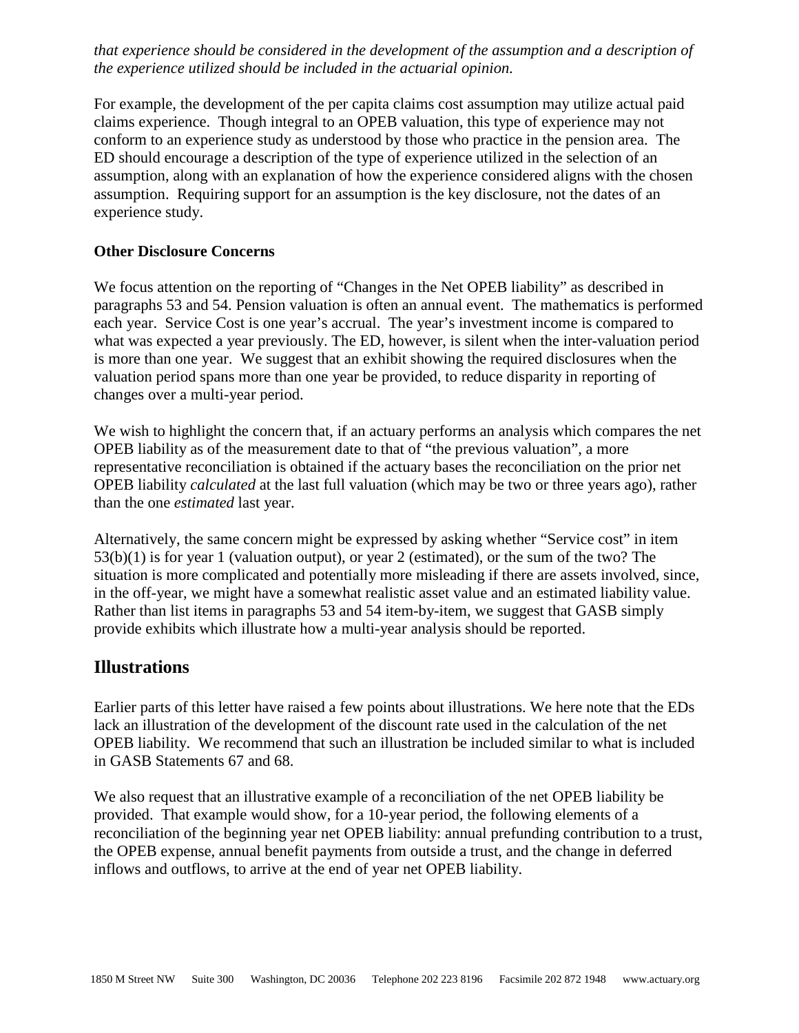*that experience should be considered in the development of the assumption and a description of the experience utilized should be included in the actuarial opinion.*

For example, the development of the per capita claims cost assumption may utilize actual paid claims experience. Though integral to an OPEB valuation, this type of experience may not conform to an experience study as understood by those who practice in the pension area. The ED should encourage a description of the type of experience utilized in the selection of an assumption, along with an explanation of how the experience considered aligns with the chosen assumption. Requiring support for an assumption is the key disclosure, not the dates of an experience study.

**Other Disclosure Concerns**

We focus attention on the reporting of "Changes in the Net OPEB liability" as described in paragraphs 53 and 54. Pension valuation is often an annual event. The mathematics is performed each year. Service Cost is one year's accrual. The year's investment income is compared to what was expected a year previously. The ED, however, is silent when the inter-valuation period is more than one year. We suggest that an exhibit showing the required disclosures when the valuation period spans more than one year be provided, to reduce disparity in reporting of changes over a multi-year period.

We wish to highlight the concern that, if an actuary performs an analysis which compares the net OPEB liability as of the measurement date to that of "the previous valuation", a more representative reconciliation is obtained if the actuary bases the reconciliation on the prior net OPEB liability *calculated* at the last full valuation (which may be two or three years ago), rather than the one *estimated* last year.

Alternatively, the same concern might be expressed by asking whether "Service cost" in item 53(b)(1) is for year 1 (valuation output), or year 2 (estimated), or the sum of the two? The situation is more complicated and potentially more misleading if there are assets involved, since, in the off-year, we might have a somewhat realistic asset value and an estimated liability value. Rather than list items in paragraphs 53 and 54 item-by-item, we suggest that GASB simply provide exhibits which illustrate how a multi-year analysis should be reported.

## Illustrations

Earlier parts of this letter have raised a few points about illustrations. We here note that the EDs lack an illustration of the development of the discount rate used in the calculation of the net OPEB liability. We recommend that such an illustration be included similar to what is included in GASB Statements 67 and 68.

We also request that an illustrative example of a reconciliation of the net OPEB liability be provided. That example would show, for a 10-year period, the following elements of a reconciliation of the beginning year net OPEB liability: annual prefunding contribution to a trust, the OPEB expense, annual benefit payments from outside a trust, and the change in deferred inflows and outflows, to arrive at the end of year net OPEB liability.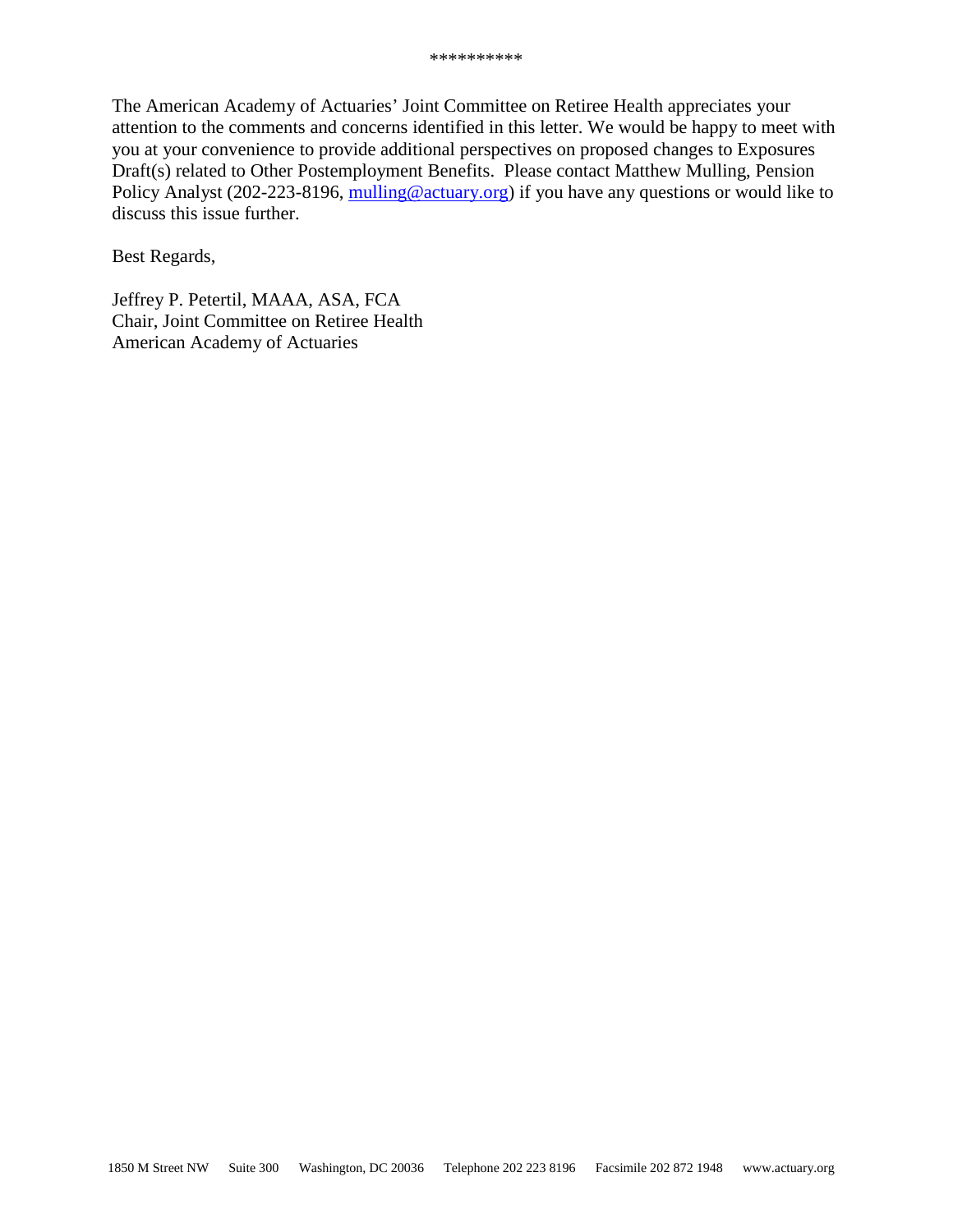\*\*\*\*\*\*\*\*\*\*

The American Academy of Actuaries' Joint Committee on Retiree Health appreciates your attention to the comments and concerns identified in this letter. We would be happy to meet with you at your convenience to provide additional perspectives on proposed changes to Exposures Draft(s) related to Other Postemployment Benefits. Please contact Matthew Mulling, Pension Policy Analyst (202-223-8196, mulling@actuary.org) if you have any questions or would like to discuss this issue further.

Best Regards,

Jeffrey P. Petertil, MAAA, ASA, FCA
Chair, Joint Committee on Retiree Health
American Academy of Actuaries

1850 M Street NW Suite 300 Washington, DC 20036 Telephone 202 223 8196 Facsimile 202 872 1948 www.actuary.org